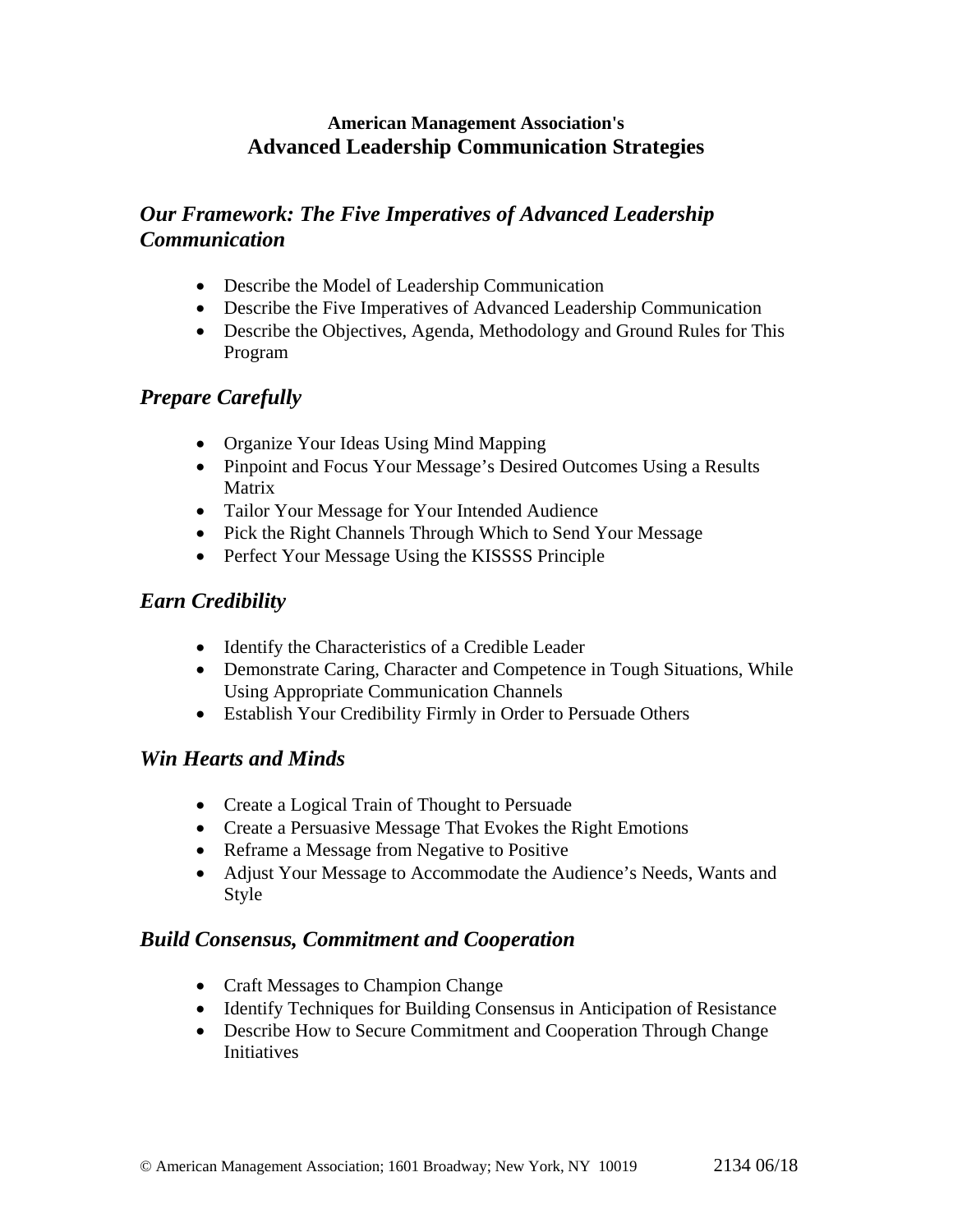**American Management Association's**
# Advanced Leadership Communication Strategies

## *Our Framework: The Five Imperatives of Advanced Leadership Communication*

- Describe the Model of Leadership Communication
- Describe the Five Imperatives of Advanced Leadership Communication
- Describe the Objectives, Agenda, Methodology and Ground Rules for This Program

## *Prepare Carefully*

- Organize Your Ideas Using Mind Mapping
- Pinpoint and Focus Your Message's Desired Outcomes Using a Results Matrix
- Tailor Your Message for Your Intended Audience
- Pick the Right Channels Through Which to Send Your Message
- Perfect Your Message Using the KISSSS Principle

## *Earn Credibility*

- Identify the Characteristics of a Credible Leader
- Demonstrate Caring, Character and Competence in Tough Situations, While Using Appropriate Communication Channels
- Establish Your Credibility Firmly in Order to Persuade Others

## *Win Hearts and Minds*

- Create a Logical Train of Thought to Persuade
- Create a Persuasive Message That Evokes the Right Emotions
- Reframe a Message from Negative to Positive
- Adjust Your Message to Accommodate the Audience's Needs, Wants and Style

## *Build Consensus, Commitment and Cooperation*

- Craft Messages to Champion Change
- Identify Techniques for Building Consensus in Anticipation of Resistance
- Describe How to Secure Commitment and Cooperation Through Change Initiatives

© American Management Association; 1601 Broadway; New York, NY 10019 2134 06/18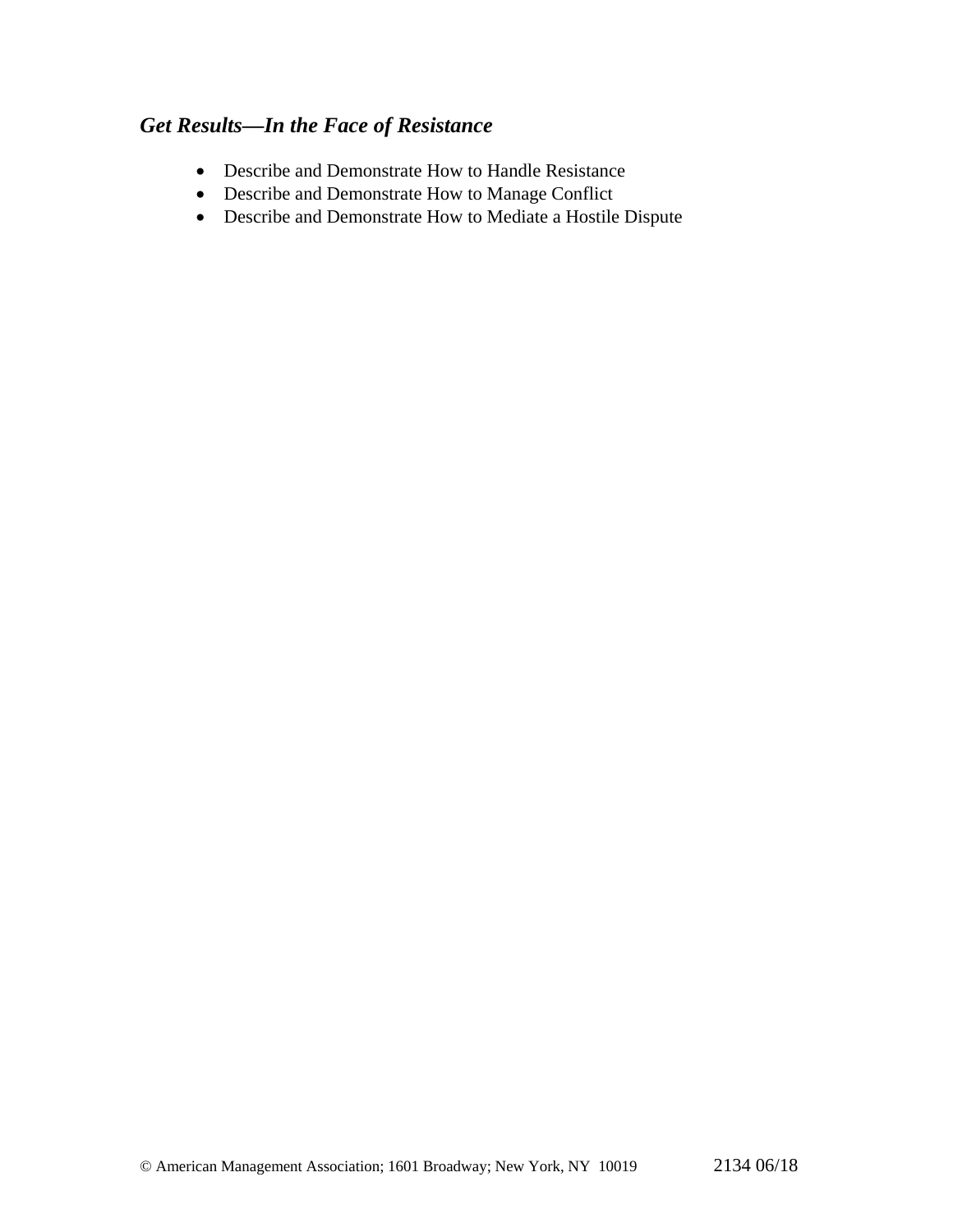### *Get Results—In the Face of Resistance*

- Describe and Demonstrate How to Handle Resistance
- Describe and Demonstrate How to Manage Conflict
- Describe and Demonstrate How to Mediate a Hostile Dispute